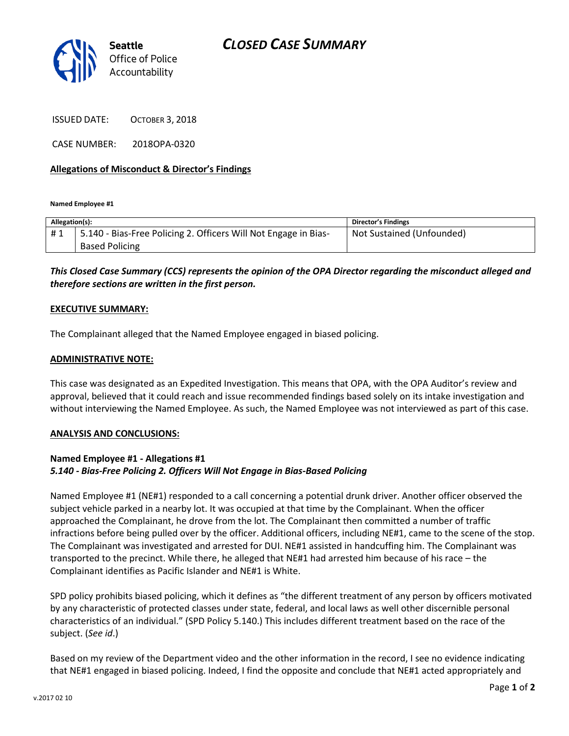Seattle Office of Police Accountability

# CLOSED CASE SUMMARY

ISSUED DATE: OCTOBER 3, 2018

CASE NUMBER: 2018OPA-0320

**Allegations of Misconduct & Director's Findings**

**Named Employee #1**

| Allegation(s): | | Director's Findings |
|---|---|---|
| # 1 | 5.140 - Bias-Free Policing 2. Officers Will Not Engage in Bias-Based Policing | Not Sustained (Unfounded) |

***This Closed Case Summary (CCS) represents the opinion of the OPA Director regarding the misconduct alleged and therefore sections are written in the first person.***

**EXECUTIVE SUMMARY:**

The Complainant alleged that the Named Employee engaged in biased policing.

**ADMINISTRATIVE NOTE:**

This case was designated as an Expedited Investigation. This means that OPA, with the OPA Auditor's review and approval, believed that it could reach and issue recommended findings based solely on its intake investigation and without interviewing the Named Employee. As such, the Named Employee was not interviewed as part of this case.

**ANALYSIS AND CONCLUSIONS:**

**Named Employee #1 - Allegations #1**
***5.140 - Bias-Free Policing 2. Officers Will Not Engage in Bias-Based Policing***

Named Employee #1 (NE#1) responded to a call concerning a potential drunk driver. Another officer observed the subject vehicle parked in a nearby lot. It was occupied at that time by the Complainant. When the officer approached the Complainant, he drove from the lot. The Complainant then committed a number of traffic infractions before being pulled over by the officer. Additional officers, including NE#1, came to the scene of the stop. The Complainant was investigated and arrested for DUI. NE#1 assisted in handcuffing him. The Complainant was transported to the precinct. While there, he alleged that NE#1 had arrested him because of his race – the Complainant identifies as Pacific Islander and NE#1 is White.

SPD policy prohibits biased policing, which it defines as "the different treatment of any person by officers motivated by any characteristic of protected classes under state, federal, and local laws as well other discernible personal characteristics of an individual." (SPD Policy 5.140.) This includes different treatment based on the race of the subject. (*See id*.)

Based on my review of the Department video and the other information in the record, I see no evidence indicating that NE#1 engaged in biased policing. Indeed, I find the opposite and conclude that NE#1 acted appropriately and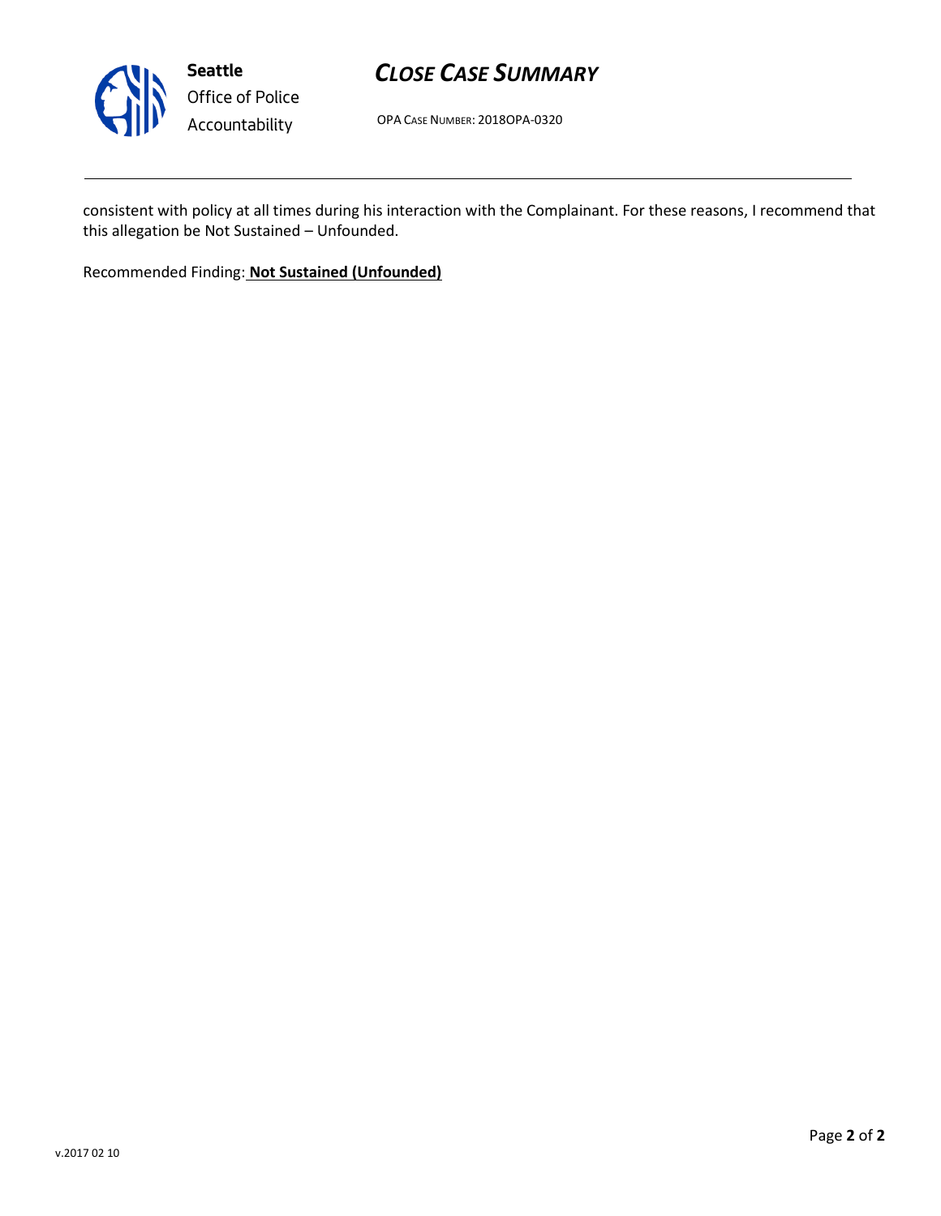consistent with policy at all times during his interaction with the Complainant. For these reasons, I recommend that this allegation be Not Sustained – Unfounded.

Recommended Finding: **Not Sustained (Unfounded)**